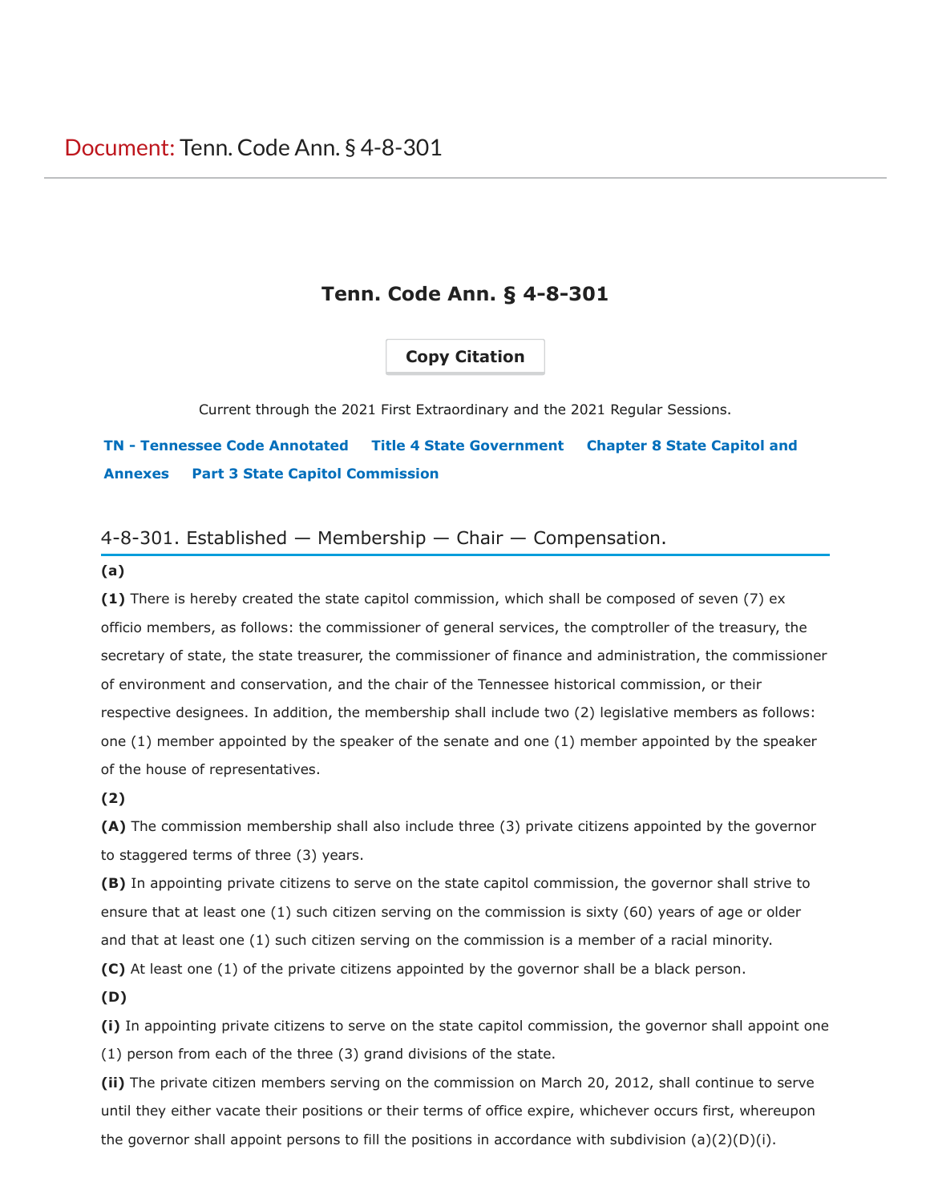Document: Tenn. Code Ann. § 4-8-301

# Tenn. Code Ann. § 4-8-301

Copy Citation

Current through the 2021 First Extraordinary and the 2021 Regular Sessions.

TN - Tennessee Code Annotated  Title 4 State Government  Chapter 8 State Capitol and Annexes  Part 3 State Capitol Commission

## 4-8-301. Established — Membership — Chair — Compensation.

**(a)**

**(1)** There is hereby created the state capitol commission, which shall be composed of seven (7) ex officio members, as follows: the commissioner of general services, the comptroller of the treasury, the secretary of state, the state treasurer, the commissioner of finance and administration, the commissioner of environment and conservation, and the chair of the Tennessee historical commission, or their respective designees. In addition, the membership shall include two (2) legislative members as follows: one (1) member appointed by the speaker of the senate and one (1) member appointed by the speaker of the house of representatives.

**(2)**

**(A)** The commission membership shall also include three (3) private citizens appointed by the governor to staggered terms of three (3) years.

**(B)** In appointing private citizens to serve on the state capitol commission, the governor shall strive to ensure that at least one (1) such citizen serving on the commission is sixty (60) years of age or older and that at least one (1) such citizen serving on the commission is a member of a racial minority.

**(C)** At least one (1) of the private citizens appointed by the governor shall be a black person.

**(D)**

**(i)** In appointing private citizens to serve on the state capitol commission, the governor shall appoint one (1) person from each of the three (3) grand divisions of the state.

**(ii)** The private citizen members serving on the commission on March 20, 2012, shall continue to serve until they either vacate their positions or their terms of office expire, whichever occurs first, whereupon the governor shall appoint persons to fill the positions in accordance with subdivision (a)(2)(D)(i).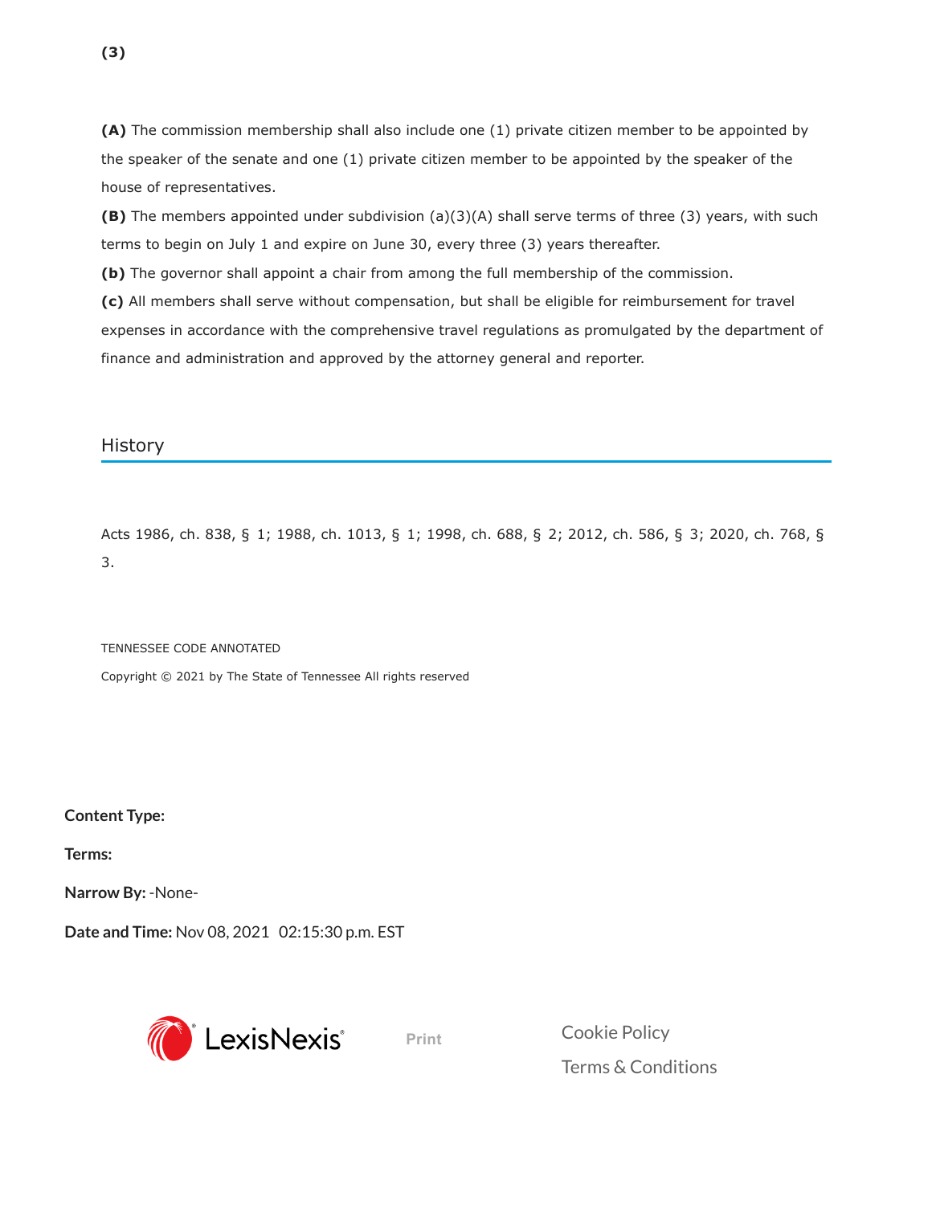**(3)**

**(A)** The commission membership shall also include one (1) private citizen member to be appointed by the speaker of the senate and one (1) private citizen member to be appointed by the speaker of the house of representatives.

**(B)** The members appointed under subdivision (a)(3)(A) shall serve terms of three (3) years, with such terms to begin on July 1 and expire on June 30, every three (3) years thereafter.

**(b)** The governor shall appoint a chair from among the full membership of the commission.

**(c)** All members shall serve without compensation, but shall be eligible for reimbursement for travel expenses in accordance with the comprehensive travel regulations as promulgated by the department of finance and administration and approved by the attorney general and reporter.

## History

Acts 1986, ch. 838, § 1; 1988, ch. 1013, § 1; 1998, ch. 688, § 2; 2012, ch. 586, § 3; 2020, ch. 768, § 3.

TENNESSEE CODE ANNOTATED

Copyright © 2021 by The State of Tennessee All rights reserved

**Content Type:**

**Terms:**

**Narrow By:** -None-

**Date and Time:** Nov 08, 2021 02:15:30 p.m. EST

LexisNexis

Print

Cookie Policy

Terms & Conditions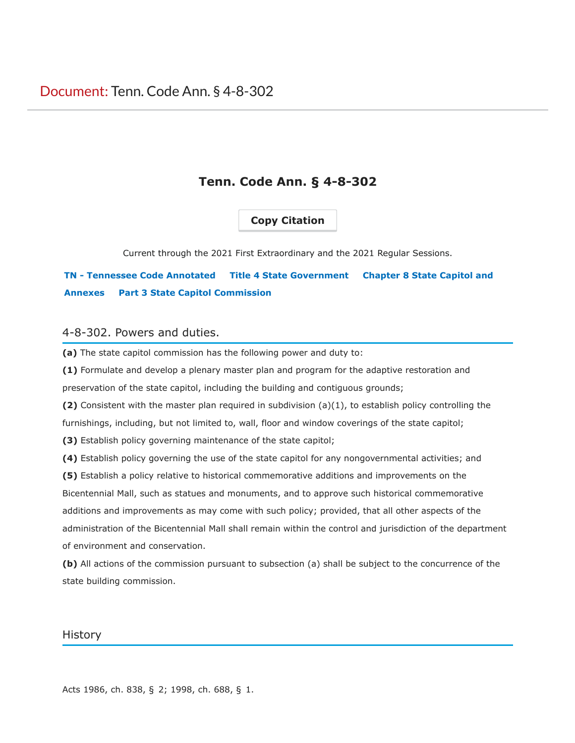Document: Tenn. Code Ann. § 4-8-302

# Tenn. Code Ann. § 4-8-302

Copy Citation

Current through the 2021 First Extraordinary and the 2021 Regular Sessions.

TN - Tennessee Code Annotated Title 4 State Government Chapter 8 State Capitol and Annexes Part 3 State Capitol Commission

## 4-8-302. Powers and duties.

**(a)** The state capitol commission has the following power and duty to:

**(1)** Formulate and develop a plenary master plan and program for the adaptive restoration and preservation of the state capitol, including the building and contiguous grounds;

**(2)** Consistent with the master plan required in subdivision (a)(1), to establish policy controlling the furnishings, including, but not limited to, wall, floor and window coverings of the state capitol;

**(3)** Establish policy governing maintenance of the state capitol;

**(4)** Establish policy governing the use of the state capitol for any nongovernmental activities; and

**(5)** Establish a policy relative to historical commemorative additions and improvements on the Bicentennial Mall, such as statues and monuments, and to approve such historical commemorative additions and improvements as may come with such policy; provided, that all other aspects of the administration of the Bicentennial Mall shall remain within the control and jurisdiction of the department of environment and conservation.

**(b)** All actions of the commission pursuant to subsection (a) shall be subject to the concurrence of the state building commission.

## History

Acts 1986, ch. 838, § 2; 1998, ch. 688, § 1.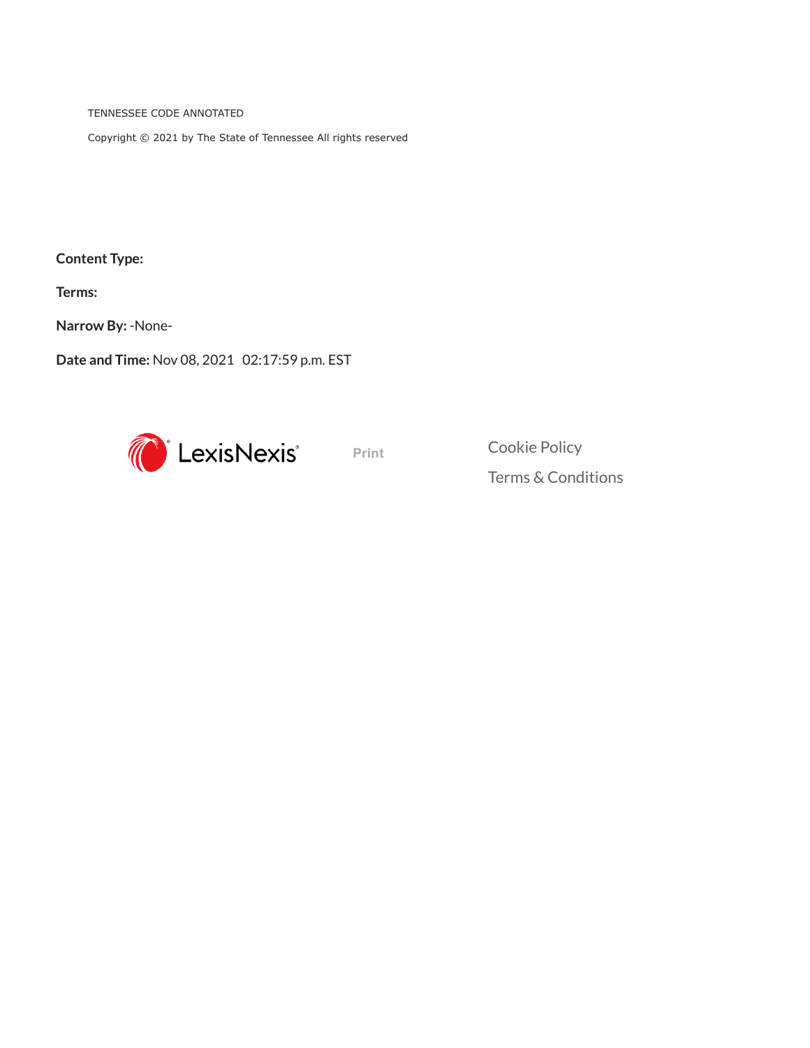TENNESSEE CODE ANNOTATED

Copyright © 2021 by The State of Tennessee All rights reserved

**Content Type:**

**Terms:**

**Narrow By:** -None-

**Date and Time:** Nov 08, 2021 02:17:59 p.m. EST

LexisNexis® Print

Cookie Policy

Terms & Conditions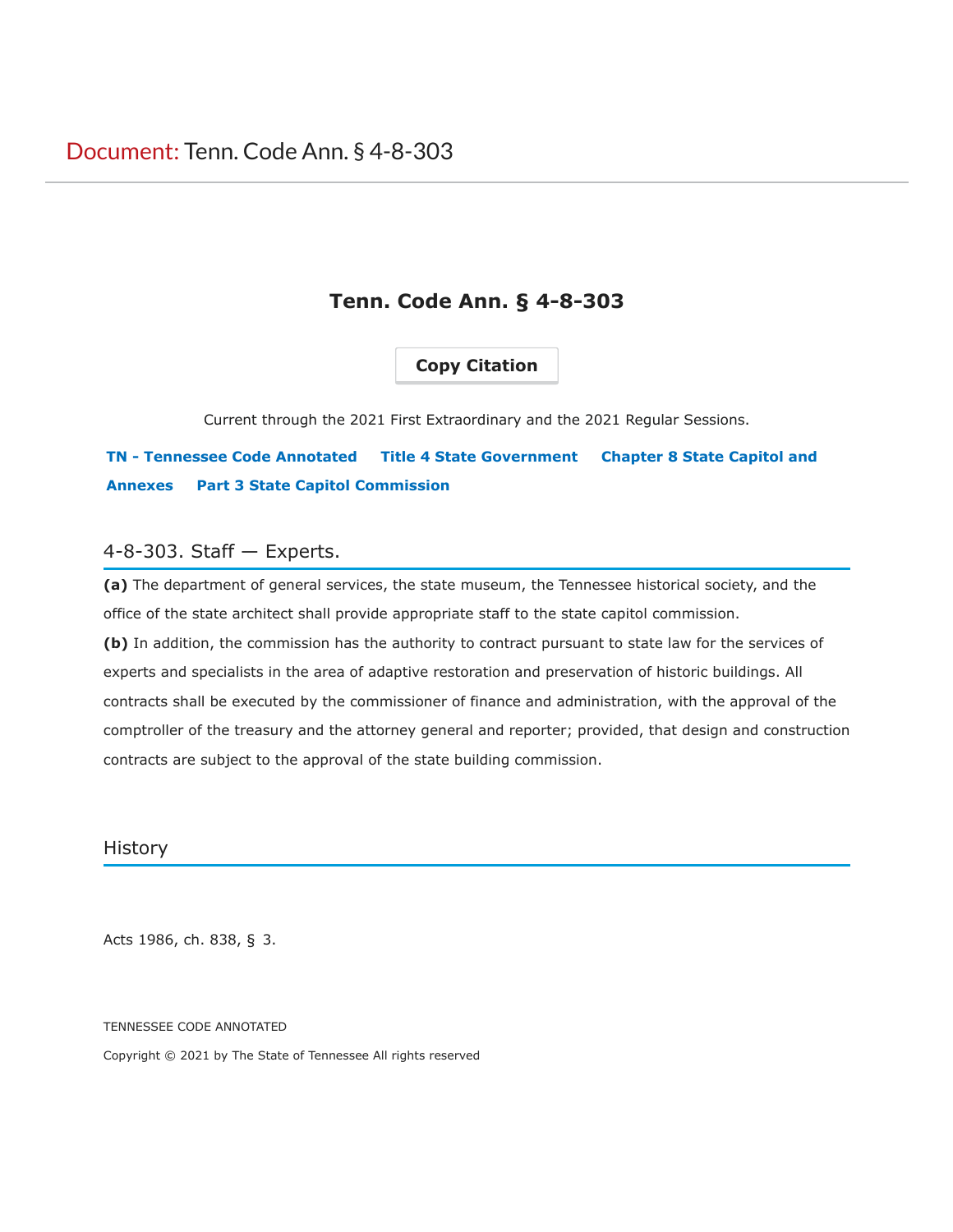Document: Tenn. Code Ann. § 4-8-303

# Tenn. Code Ann. § 4-8-303

Copy Citation

Current through the 2021 First Extraordinary and the 2021 Regular Sessions.

**TN - Tennessee Code Annotated** **Title 4 State Government** **Chapter 8 State Capitol and Annexes** **Part 3 State Capitol Commission**

## 4-8-303. Staff — Experts.

**(a)** The department of general services, the state museum, the Tennessee historical society, and the office of the state architect shall provide appropriate staff to the state capitol commission.

**(b)** In addition, the commission has the authority to contract pursuant to state law for the services of experts and specialists in the area of adaptive restoration and preservation of historic buildings. All contracts shall be executed by the commissioner of finance and administration, with the approval of the comptroller of the treasury and the attorney general and reporter; provided, that design and construction contracts are subject to the approval of the state building commission.

## History

Acts 1986, ch. 838, § 3.

TENNESSEE CODE ANNOTATED

Copyright © 2021 by The State of Tennessee All rights reserved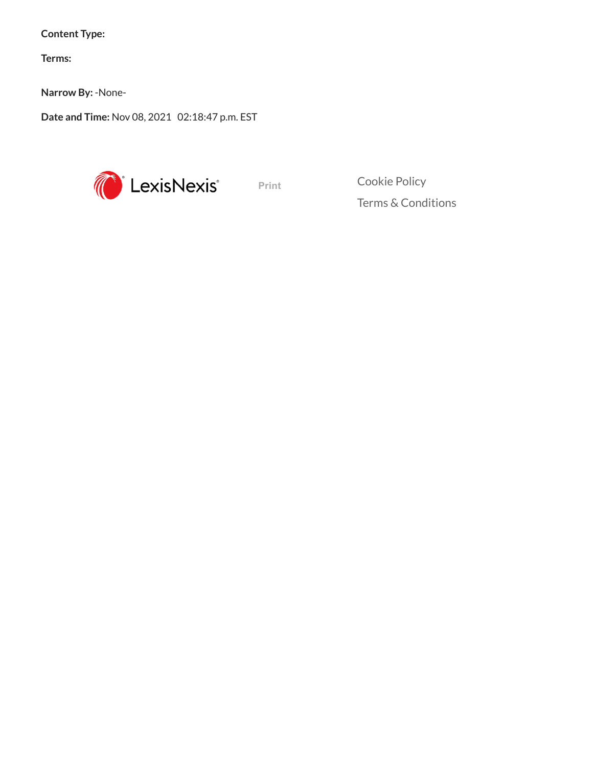**Content Type:**

**Terms:**

**Narrow By:** -None-

**Date and Time:** Nov 08, 2021 02:18:47 p.m. EST

LexisNexis®

Print

Cookie Policy

Terms & Conditions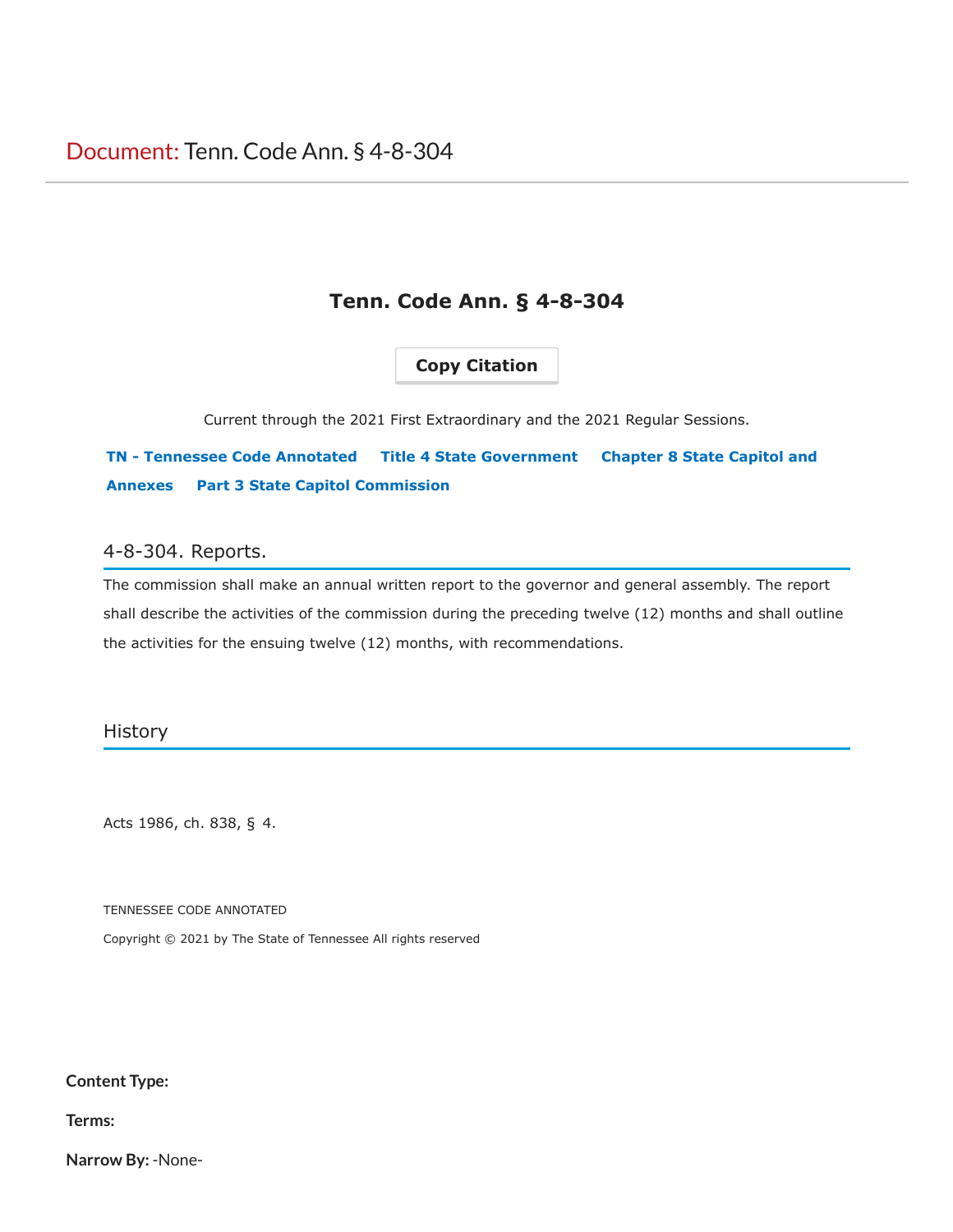Document: Tenn. Code Ann. § 4-8-304

# Tenn. Code Ann. § 4-8-304

Copy Citation

Current through the 2021 First Extraordinary and the 2021 Regular Sessions.

**TN - Tennessee Code Annotated** **Title 4 State Government** **Chapter 8 State Capitol and Annexes** **Part 3 State Capitol Commission**

## 4-8-304. Reports.

The commission shall make an annual written report to the governor and general assembly. The report shall describe the activities of the commission during the preceding twelve (12) months and shall outline the activities for the ensuing twelve (12) months, with recommendations.

## History

Acts 1986, ch. 838, § 4.

TENNESSEE CODE ANNOTATED

Copyright © 2021 by The State of Tennessee All rights reserved

**Content Type:**

**Terms:**

**Narrow By:** -None-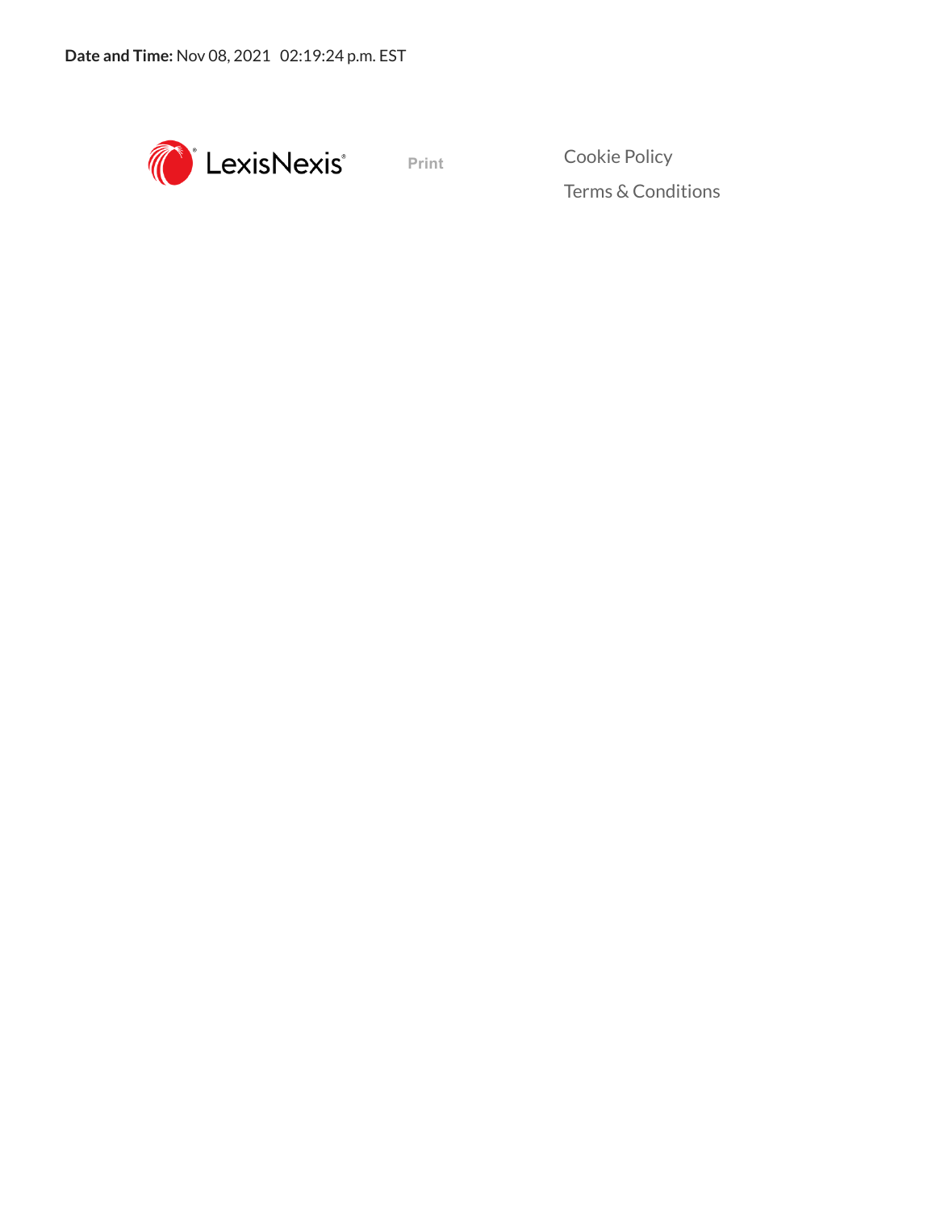**Date and Time:** Nov 08, 2021 02:19:24 p.m. EST

LexisNexis

Print

Cookie Policy

Terms & Conditions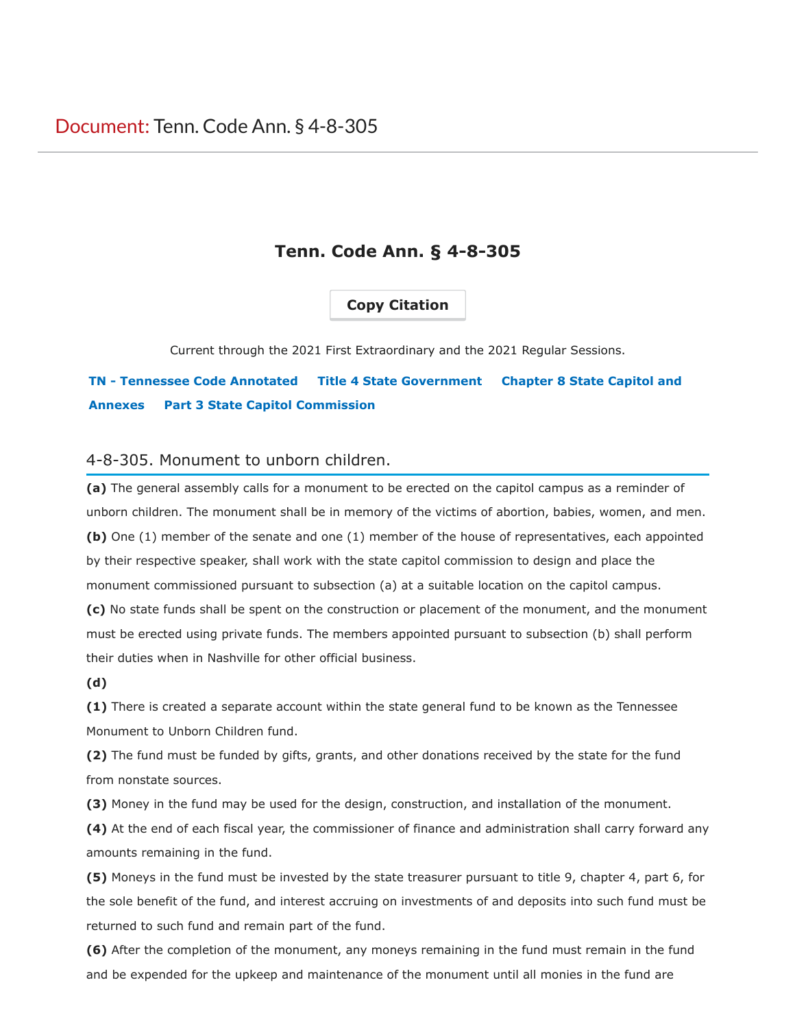Document: Tenn. Code Ann. § 4-8-305

## Tenn. Code Ann. § 4-8-305

Copy Citation

Current through the 2021 First Extraordinary and the 2021 Regular Sessions.

TN - Tennessee Code Annotated    Title 4 State Government    Chapter 8 State Capitol and Annexes    Part 3 State Capitol Commission

### 4-8-305. Monument to unborn children.

**(a)** The general assembly calls for a monument to be erected on the capitol campus as a reminder of unborn children. The monument shall be in memory of the victims of abortion, babies, women, and men.

**(b)** One (1) member of the senate and one (1) member of the house of representatives, each appointed by their respective speaker, shall work with the state capitol commission to design and place the monument commissioned pursuant to subsection (a) at a suitable location on the capitol campus.

**(c)** No state funds shall be spent on the construction or placement of the monument, and the monument must be erected using private funds. The members appointed pursuant to subsection (b) shall perform their duties when in Nashville for other official business.

**(d)**

**(1)** There is created a separate account within the state general fund to be known as the Tennessee Monument to Unborn Children fund.

**(2)** The fund must be funded by gifts, grants, and other donations received by the state for the fund from nonstate sources.

**(3)** Money in the fund may be used for the design, construction, and installation of the monument.

**(4)** At the end of each fiscal year, the commissioner of finance and administration shall carry forward any amounts remaining in the fund.

**(5)** Moneys in the fund must be invested by the state treasurer pursuant to title 9, chapter 4, part 6, for the sole benefit of the fund, and interest accruing on investments of and deposits into such fund must be returned to such fund and remain part of the fund.

**(6)** After the completion of the monument, any moneys remaining in the fund must remain in the fund and be expended for the upkeep and maintenance of the monument until all monies in the fund are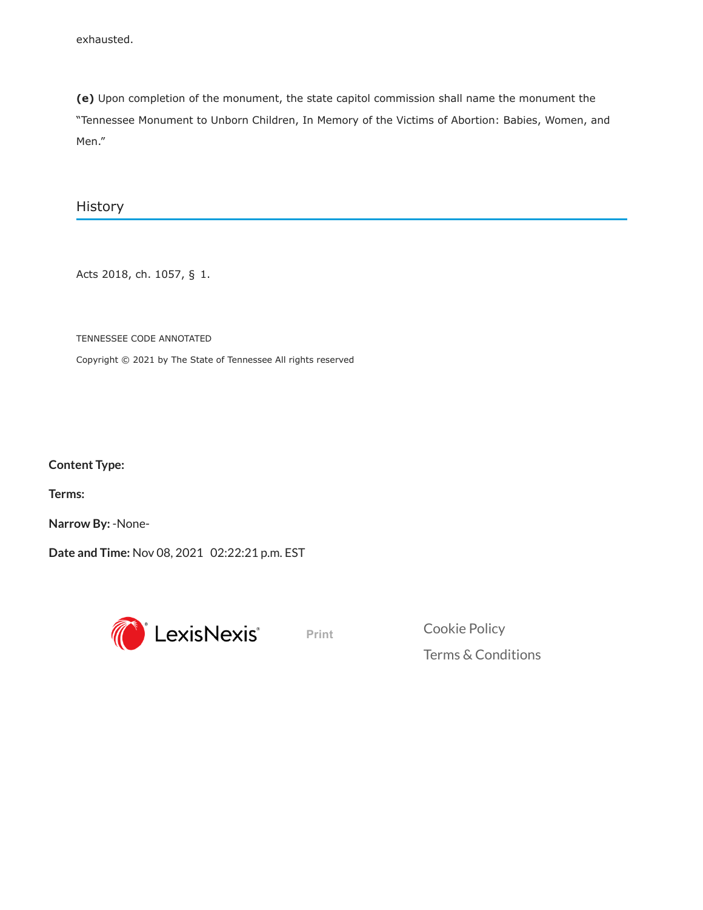exhausted.

**(e)** Upon completion of the monument, the state capitol commission shall name the monument the "Tennessee Monument to Unborn Children, In Memory of the Victims of Abortion: Babies, Women, and Men."

## History

Acts 2018, ch. 1057, § 1.

TENNESSEE CODE ANNOTATED

Copyright © 2021 by The State of Tennessee All rights reserved

**Content Type:**

**Terms:**

**Narrow By:** -None-

**Date and Time:** Nov 08, 2021 02:22:21 p.m. EST

LexisNexis® Print

Cookie Policy

Terms & Conditions